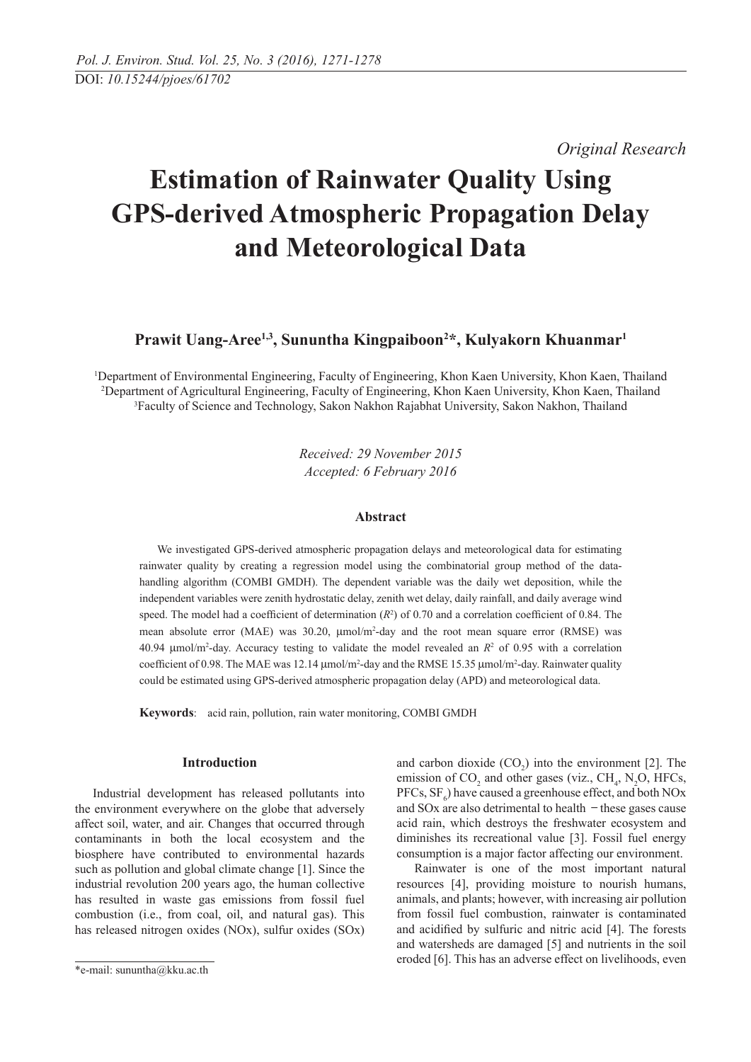*Original Research*

# Estimation of Rainwater Quality Using GPS-derived Atmospheric Propagation Delay and Meteorological Data

**Prawit Uang-Aree[1,3], Sununtha Kingpaiboon[2]*, Kulyakorn Khuanmar[1]**

[1]Department of Environmental Engineering, Faculty of Engineering, Khon Kaen University, Khon Kaen, Thailand
[2]Department of Agricultural Engineering, Faculty of Engineering, Khon Kaen University, Khon Kaen, Thailand
[3]Faculty of Science and Technology, Sakon Nakhon Rajabhat University, Sakon Nakhon, Thailand

*Received: 29 November 2015*
*Accepted: 6 February 2016*

### Abstract

We investigated GPS-derived atmospheric propagation delays and meteorological data for estimating rainwater quality by creating a regression model using the combinatorial group method of the data-handling algorithm (COMBI GMDH). The dependent variable was the daily wet deposition, while the independent variables were zenith hydrostatic delay, zenith wet delay, daily rainfall, and daily average wind speed. The model had a coefficient of determination ($R^2$) of 0.70 and a correlation coefficient of 0.84. The mean absolute error (MAE) was 30.20, μmol/m$^2$-day and the root mean square error (RMSE) was 40.94 μmol/m$^2$-day. Accuracy testing to validate the model revealed an $R^2$ of 0.95 with a correlation coefficient of 0.98. The MAE was 12.14 μmol/m$^2$-day and the RMSE 15.35 μmol/m$^2$-day. Rainwater quality could be estimated using GPS-derived atmospheric propagation delay (APD) and meteorological data.

**Keywords**: acid rain, pollution, rain water monitoring, COMBI GMDH

### Introduction

Industrial development has released pollutants into the environment everywhere on the globe that adversely affect soil, water, and air. Changes that occurred through contaminants in both the local ecosystem and the biosphere have contributed to environmental hazards such as pollution and global climate change [1]. Since the industrial revolution 200 years ago, the human collective has resulted in waste gas emissions from fossil fuel combustion (i.e., from coal, oil, and natural gas). This has released nitrogen oxides (NOx), sulfur oxides (SOx) and carbon dioxide ($CO_2$) into the environment [2]. The emission of $CO_2$ and other gases (viz., $CH_4$, $N_2O$, HFCs, PFCs, $SF_6$) have caused a greenhouse effect, and both NOx and SOx are also detrimental to health − these gases cause acid rain, which destroys the freshwater ecosystem and diminishes its recreational value [3]. Fossil fuel energy consumption is a major factor affecting our environment.

Rainwater is one of the most important natural resources [4], providing moisture to nourish humans, animals, and plants; however, with increasing air pollution from fossil fuel combustion, rainwater is contaminated and acidified by sulfuric and nitric acid [4]. The forests and watersheds are damaged [5] and nutrients in the soil eroded [6]. This has an adverse effect on livelihoods, even

*e-mail: sununtha@kku.ac.th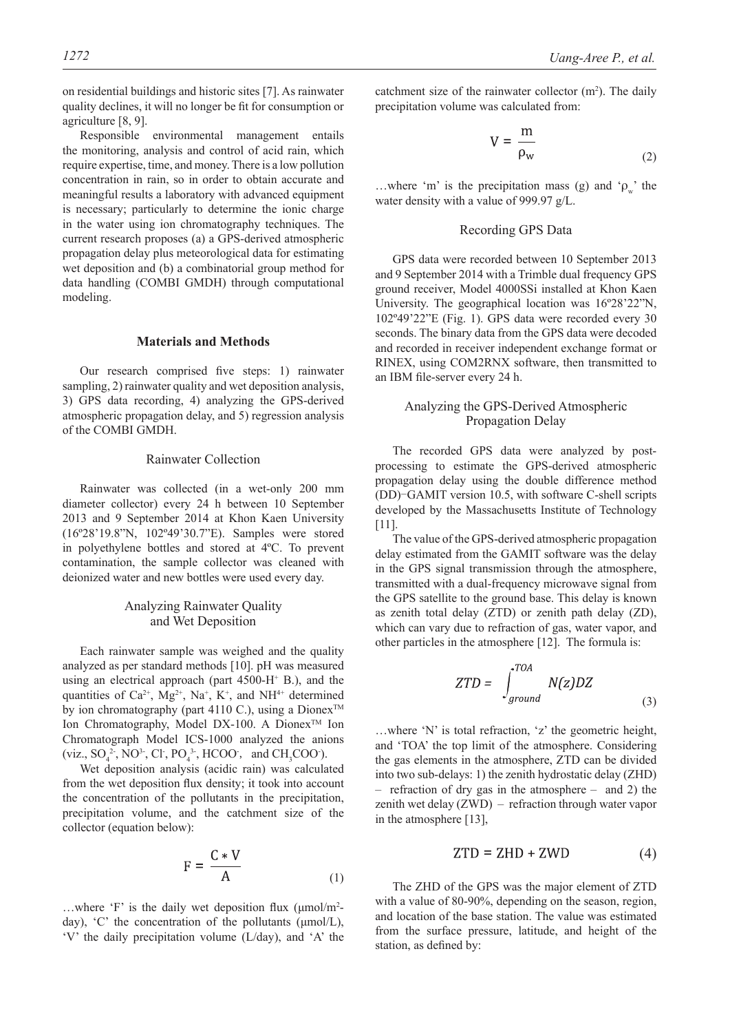on residential buildings and historic sites [7]. As rainwater quality declines, it will no longer be fit for consumption or agriculture [8, 9].

Responsible environmental management entails the monitoring, analysis and control of acid rain, which require expertise, time, and money. There is a low pollution concentration in rain, so in order to obtain accurate and meaningful results a laboratory with advanced equipment is necessary; particularly to determine the ionic charge in the water using ion chromatography techniques. The current research proposes (a) a GPS-derived atmospheric propagation delay plus meteorological data for estimating wet deposition and (b) a combinatorial group method for data handling (COMBI GMDH) through computational modeling.

## Materials and Methods

Our research comprised five steps: 1) rainwater sampling, 2) rainwater quality and wet deposition analysis, 3) GPS data recording, 4) analyzing the GPS-derived atmospheric propagation delay, and 5) regression analysis of the COMBI GMDH.

### Rainwater Collection

Rainwater was collected (in a wet-only 200 mm diameter collector) every 24 h between 10 September 2013 and 9 September 2014 at Khon Kaen University (16º28'19.8"N, 102º49'30.7"E). Samples were stored in polyethylene bottles and stored at 4ºC. To prevent contamination, the sample collector was cleaned with deionized water and new bottles were used every day.

### Analyzing Rainwater Quality and Wet Deposition

Each rainwater sample was weighed and the quality analyzed as per standard methods [10]. pH was measured using an electrical approach (part 4500-$H^+$ B.), and the quantities of $Ca^{2+}$, $Mg^{2+}$, $Na^+$, $K^+$, and $NH^{4+}$ determined by ion chromatography (part 4110 C.), using a Dionex™ Ion Chromatography, Model DX-100. A Dionex™ Ion Chromatograph Model ICS-1000 analyzed the anions (viz., $SO_4^{2-}$, $NO^{3-}$, $Cl^-$, $PO_4^{3-}$, $HCOO^-$, and $CH_3COO^-$).

Wet deposition analysis (acidic rain) was calculated from the wet deposition flux density; it took into account the concentration of the pollutants in the precipitation, precipitation volume, and the catchment size of the collector (equation below):

$$F = \frac{C * V}{A} \tag{1}$$

…where 'F' is the daily wet deposition flux (μmol/m²-day), 'C' the concentration of the pollutants (μmol/L), 'V' the daily precipitation volume (L/day), and 'A' the catchment size of the rainwater collector (m²). The daily precipitation volume was calculated from:

$$V = \frac{m}{\rho_w} \tag{2}$$

…where 'm' is the precipitation mass (g) and '$\rho_w$' the water density with a value of 999.97 g/L.

### Recording GPS Data

GPS data were recorded between 10 September 2013 and 9 September 2014 with a Trimble dual frequency GPS ground receiver, Model 4000SSi installed at Khon Kaen University. The geographical location was 16º28'22"N, 102º49'22"E (Fig. 1). GPS data were recorded every 30 seconds. The binary data from the GPS data were decoded and recorded in receiver independent exchange format or RINEX, using COM2RNX software, then transmitted to an IBM file-server every 24 h.

### Analyzing the GPS-Derived Atmospheric Propagation Delay

The recorded GPS data were analyzed by post-processing to estimate the GPS-derived atmospheric propagation delay using the double difference method (DD)–GAMIT version 10.5, with software C-shell scripts developed by the Massachusetts Institute of Technology [11].

The value of the GPS-derived atmospheric propagation delay estimated from the GAMIT software was the delay in the GPS signal transmission through the atmosphere, transmitted with a dual-frequency microwave signal from the GPS satellite to the ground base. This delay is known as zenith total delay (ZTD) or zenith path delay (ZD), which can vary due to refraction of gas, water vapor, and other particles in the atmosphere [12]. The formula is:

$$ZTD = \int_{ground}^{TOA} N(z)DZ \tag{3}$$

…where 'N' is total refraction, 'z' the geometric height, and 'TOA' the top limit of the atmosphere. Considering the gas elements in the atmosphere, ZTD can be divided into two sub-delays: 1) the zenith hydrostatic delay (ZHD) – refraction of dry gas in the atmosphere – and 2) the zenith wet delay (ZWD) – refraction through water vapor in the atmosphere [13],

$$ZTD = ZHD + ZWD \tag{4}$$

The ZHD of the GPS was the major element of ZTD with a value of 80-90%, depending on the season, region, and location of the base station. The value was estimated from the surface pressure, latitude, and height of the station, as defined by: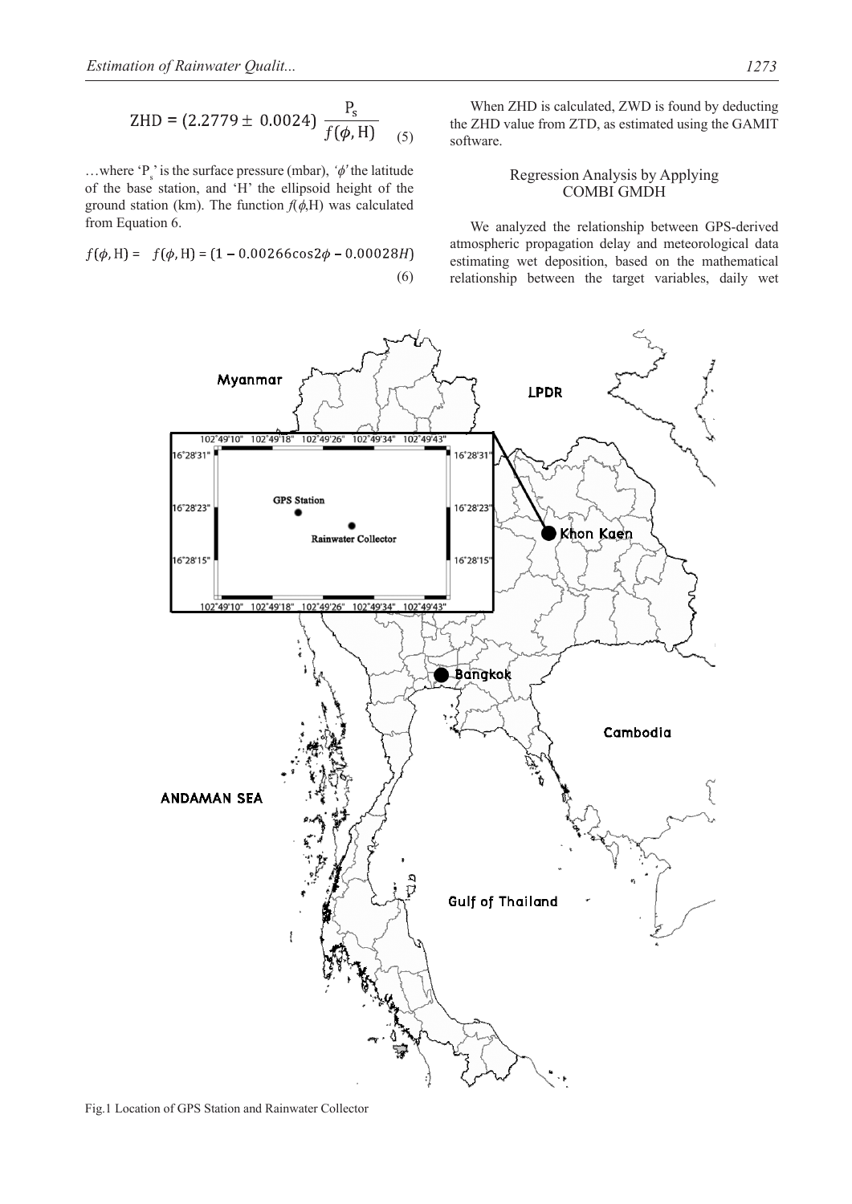$$\mathrm{ZHD} = (2.2779 \pm 0.0024)\ \frac{P_s}{f(\phi, H)} \tag{5}$$

…where '$P_s$' is the surface pressure (mbar), '$\phi$' the latitude of the base station, and 'H' the ellipsoid height of the ground station (km). The function $f(\phi,H)$ was calculated from Equation 6.

$$f(\phi, H) = \quad f(\phi, H) = (1 - 0.00266\cos 2\phi - 0.00028H) \tag{6}$$

When ZHD is calculated, ZWD is found by deducting the ZHD value from ZTD, as estimated using the GAMIT software.

### Regression Analysis by Applying COMBI GMDH

We analyzed the relationship between GPS-derived atmospheric propagation delay and meteorological data estimating wet deposition, based on the mathematical relationship between the target variables, daily wet

Fig.1 Location of GPS Station and Rainwater Collector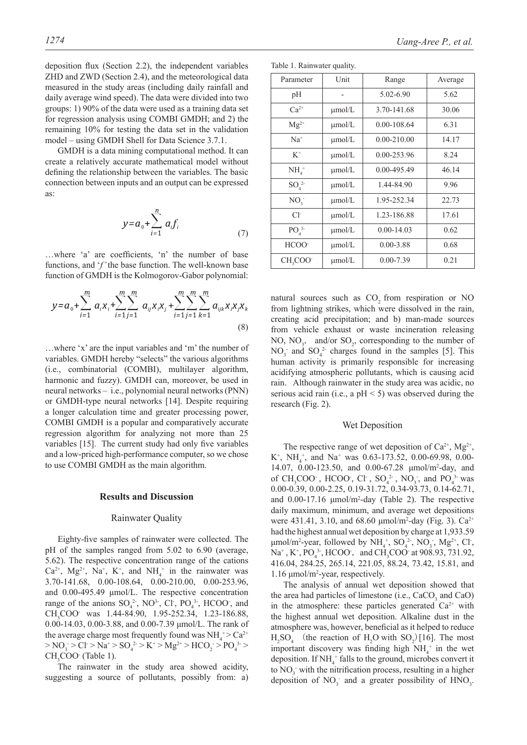deposition flux (Section 2.2), the independent variables ZHD and ZWD (Section 2.4), and the meteorological data measured in the study areas (including daily rainfall and daily average wind speed). The data were divided into two groups: 1) 90% of the data were used as a training data set for regression analysis using COMBI GMDH; and 2) the remaining 10% for testing the data set in the validation model – using GMDH Shell for Data Science 3.7.1.

GMDH is a data mining computational method. It can create a relatively accurate mathematical model without defining the relationship between the variables. The basic connection between inputs and an output can be expressed as:

$$y = a_0 + \sum_{i=1}^{n} a_i f_i \tag{7}$$

…where 'a' are coefficients, 'n' the number of base functions, and '*f*' the base function. The well-known base function of GMDH is the Kolmogorov-Gabor polynomial:

$$y = a_0 + \sum_{i=1}^{m} a_i x_i + \sum_{i=1}^{m}\sum_{j=1}^{m} a_{ij} x_i x_j + \sum_{i=1}^{m}\sum_{j=1}^{m}\sum_{k=1}^{m} a_{ijk} x_i x_j x_k \tag{8}$$

…where 'x' are the input variables and 'm' the number of variables. GMDH hereby "selects" the various algorithms (i.e., combinatorial (COMBI), multilayer algorithm, harmonic and fuzzy). GMDH can, moreover, be used in neural networks – i.e., polynomial neural networks (PNN) or GMDH-type neural networks [14]. Despite requiring a longer calculation time and greater processing power, COMBI GMDH is a popular and comparatively accurate regression algorithm for analyzing not more than 25 variables [15]. The current study had only five variables and a low-priced high-performance computer, so we chose to use COMBI GMDH as the main algorithm.

## Results and Discussion

### Rainwater Quality

Eighty-five samples of rainwater were collected. The pH of the samples ranged from 5.02 to 6.90 (average, 5.62). The respective concentration range of the cations $Ca^{2+}$, $Mg^{2+}$, $Na^{+}$, $K^{+}$, and $NH_4^{+}$ in the rainwater was 3.70-141.68, 0.00-108.64, 0.00-210.00, 0.00-253.96, and 0.00-495.49 μmol/L. The respective concentration range of the anions $SO_4^{2-}$, $NO^{3-}$, $Cl^{-}$, $PO_4^{3-}$, $HCOO^{-}$, and $CH_3COO^{-}$ was 1.44-84.90, 1.95-252.34, 1.23-186.88, 0.00-14.03, 0.00-3.88, and 0.00-7.39 μmol/L. The rank of the average charge most frequently found was $NH_4^{+} > Ca^{2+} > NO_3^{-} > Cl^{-} > Na^{+} > SO_4^{2-} > K^{+} > Mg^{2+} > HCO_2^{-} > PO_4^{3-} > CH_3COO^{-}$ (Table 1).

The rainwater in the study area showed acidity, suggesting a source of pollutants, possibly from: a) natural sources such as $CO_2$ from respiration or NO from lightning strikes, which were dissolved in the rain, creating acid precipitation; and b) man-made sources from vehicle exhaust or waste incineration releasing NO, $NO_3$, and/or $SO_2$, corresponding to the number of $NO_3^{-}$ and $SO_4^{2-}$ charges found in the samples [5]. This human activity is primarily responsible for increasing acidifying atmospheric pollutants, which is causing acid rain. Although rainwater in the study area was acidic, no serious acid rain (i.e., a pH < 5) was observed during the research (Fig. 2).

Table 1. Rainwater quality.

| Parameter | Unit | Range | Average |
|---|---|---|---|
| pH | - | 5.02-6.90 | 5.62 |
| $Ca^{2+}$ | μmol/L | 3.70-141.68 | 30.06 |
| $Mg^{2+}$ | μmol/L | 0.00-108.64 | 6.31 |
| $Na^{+}$ | μmol/L | 0.00-210.00 | 14.17 |
| $K^{+}$ | μmol/L | 0.00-253.96 | 8.24 |
| $NH_4^{+}$ | μmol/L | 0.00-495.49 | 46.14 |
| $SO_4^{2-}$ | μmol/L | 1.44-84.90 | 9.96 |
| $NO_3^{-}$ | μmol/L | 1.95-252.34 | 22.73 |
| $Cl^{-}$ | μmol/L | 1.23-186.88 | 17.61 |
| $PO_4^{3-}$ | μmol/L | 0.00-14.03 | 0.62 |
| $HCOO^{-}$ | μmol/L | 0.00-3.88 | 0.68 |
| $CH_3COO^{-}$ | μmol/L | 0.00-7.39 | 0.21 |

### Wet Deposition

The respective range of wet deposition of $Ca^{2+}$, $Mg^{2+}$, $K^{+}$, $NH_4^{+}$, and $Na^{+}$ was 0.63-173.52, 0.00-69.98, 0.00-14.07, 0.00-123.50, and 0.00-67.28 μmol/m²-day, and of $CH_3COO^{-}$, $HCOO^{-}$, $Cl^{-}$, $SO_4^{2-}$, $NO_3^{-}$, and $PO_4^{3-}$ was 0.00-0.39, 0.00-2.25, 0.19-31.72, 0.34-93.73, 0.14-62.71, and 0.00-17.16 μmol/m²-day (Table 2). The respective daily maximum, minimum, and average wet depositions were 431.41, 3.10, and 68.60 μmol/m²-day (Fig. 3). $Ca^{2+}$ had the highest annual wet deposition by charge at 1,933.59 μmol/m²-year, followed by $NH_4^{+}$, $SO_4^{2-}$, $NO_3^{-}$, $Mg^{2+}$, $Cl^{-}$, $Na^{+}$, $K^{+}$, $PO_4^{3-}$, $HCOO^{-}$, and $CH_3COO^{-}$ at 908.93, 731.92, 416.04, 284.25, 265.14, 221.05, 88.24, 73.42, 15.81, and 1.16 μmol/m²-year, respectively.

The analysis of annual wet deposition showed that the area had particles of limestone (i.e., $CaCO_3$ and CaO) in the atmosphere: these particles generated $Ca^{2+}$ with the highest annual wet deposition. Alkaline dust in the atmosphere was, however, beneficial as it helped to reduce $H_2SO_4$ (the reaction of $H_2O$ with $SO_2$) [16]. The most important discovery was finding high $NH_4^{+}$ in the wet deposition. If $NH_4^{+}$ falls to the ground, microbes convert it to $NO_3^{-}$ with the nitrification process, resulting in a higher deposition of $NO_3^{-}$ and a greater possibility of $HNO_3$.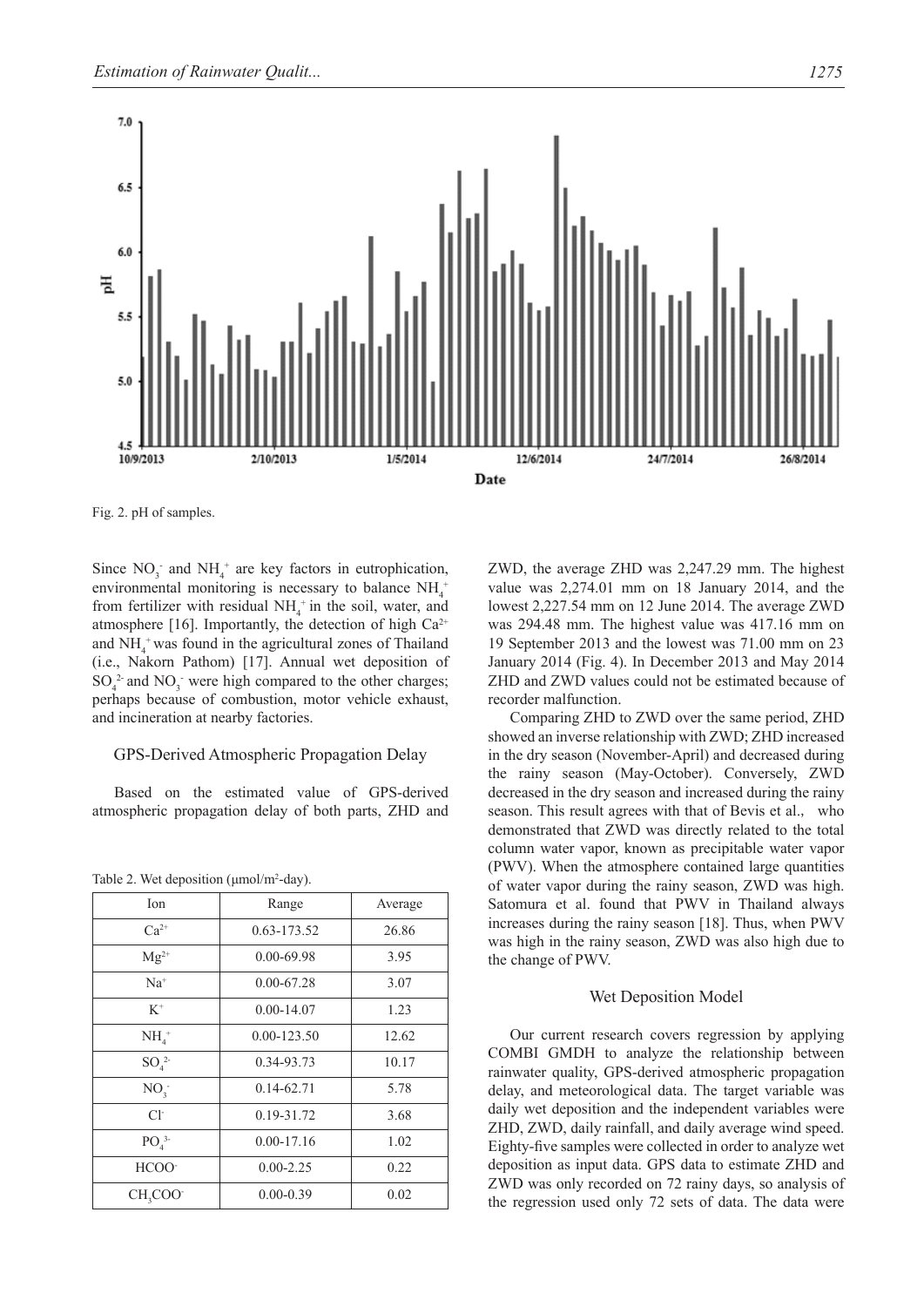Fig. 2. pH of samples.

Since $NO_3^-$ and $NH_4^+$ are key factors in eutrophication, environmental monitoring is necessary to balance $NH_4^+$ from fertilizer with residual $NH_4^+$ in the soil, water, and atmosphere [16]. Importantly, the detection of high $Ca^{2+}$ and $NH_4^+$ was found in the agricultural zones of Thailand (i.e., Nakorn Pathom) [17]. Annual wet deposition of $SO_4^{2-}$ and $NO_3^-$ were high compared to the other charges; perhaps because of combustion, motor vehicle exhaust, and incineration at nearby factories.

## GPS-Derived Atmospheric Propagation Delay

Based on the estimated value of GPS-derived atmospheric propagation delay of both parts, ZHD and ZWD, the average ZHD was 2,247.29 mm. The highest value was 2,274.01 mm on 18 January 2014, and the lowest 2,227.54 mm on 12 June 2014. The average ZWD was 294.48 mm. The highest value was 417.16 mm on 19 September 2013 and the lowest was 71.00 mm on 23 January 2014 (Fig. 4). In December 2013 and May 2014 ZHD and ZWD values could not be estimated because of recorder malfunction.

Comparing ZHD to ZWD over the same period, ZHD showed an inverse relationship with ZWD; ZHD increased in the dry season (November-April) and decreased during the rainy season (May-October). Conversely, ZWD decreased in the dry season and increased during the rainy season. This result agrees with that of Bevis et al., who demonstrated that ZWD was directly related to the total column water vapor, known as precipitable water vapor (PWV). When the atmosphere contained large quantities of water vapor during the rainy season, ZWD was high. Satomura et al. found that PWV in Thailand always increases during the rainy season [18]. Thus, when PWV was high in the rainy season, ZWD was also high due to the change of PWV.

Table 2. Wet deposition (μmol/m²-day).

| Ion | Range | Average |
|---|---|---|
| $Ca^{2+}$ | 0.63-173.52 | 26.86 |
| $Mg^{2+}$ | 0.00-69.98 | 3.95 |
| $Na^+$ | 0.00-67.28 | 3.07 |
| $K^+$ | 0.00-14.07 | 1.23 |
| $NH_4^+$ | 0.00-123.50 | 12.62 |
| $SO_4^{2-}$ | 0.34-93.73 | 10.17 |
| $NO_3^-$ | 0.14-62.71 | 5.78 |
| $Cl^-$ | 0.19-31.72 | 3.68 |
| $PO_4^{3-}$ | 0.00-17.16 | 1.02 |
| $HCOO^-$ | 0.00-2.25 | 0.22 |
| $CH_3COO^-$ | 0.00-0.39 | 0.02 |

## Wet Deposition Model

Our current research covers regression by applying COMBI GMDH to analyze the relationship between rainwater quality, GPS-derived atmospheric propagation delay, and meteorological data. The target variable was daily wet deposition and the independent variables were ZHD, ZWD, daily rainfall, and daily average wind speed. Eighty-five samples were collected in order to analyze wet deposition as input data. GPS data to estimate ZHD and ZWD was only recorded on 72 rainy days, so analysis of the regression used only 72 sets of data. The data were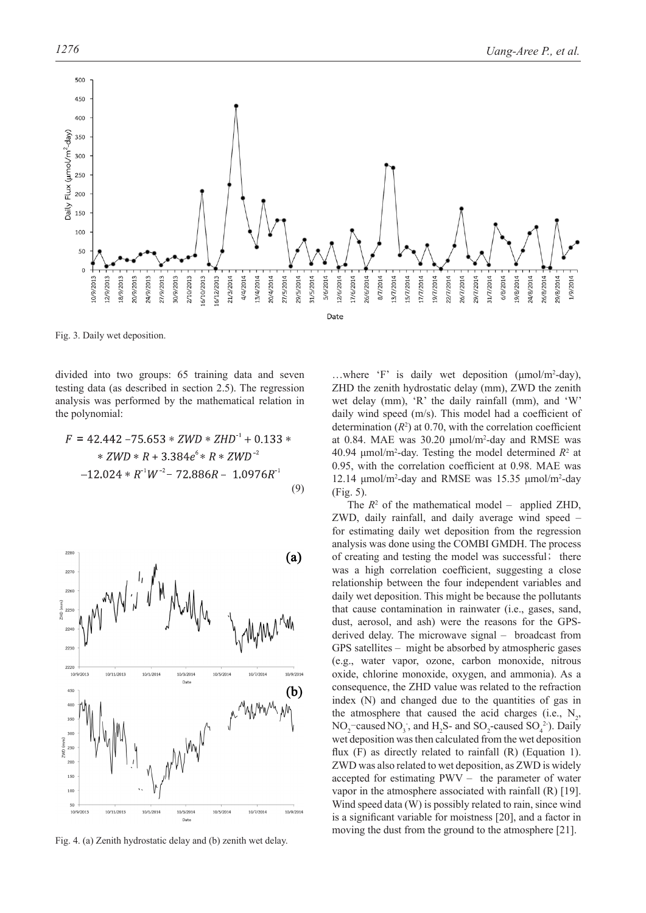Fig. 3. Daily wet deposition.

divided into two groups: 65 training data and seven testing data (as described in section 2.5). The regression analysis was performed by the mathematical relation in the polynomial:

$$F = 42.442 - 75.653 * ZWD * ZHD^{-1} + 0.133 * * ZWD * R + 3.384e^{6} * R * ZWD^{-2} - 12.024 * R^{-1}W^{-2} - 72.886R - 1.0976R^{-1} \quad (9)$$

Fig. 4. (a) Zenith hydrostatic delay and (b) zenith wet delay.

…where 'F' is daily wet deposition (μmol/m²-day), ZHD the zenith hydrostatic delay (mm), ZWD the zenith wet delay (mm), 'R' the daily rainfall (mm), and 'W' daily wind speed (m/s). This model had a coefficient of determination ($R^2$) at 0.70, with the correlation coefficient at 0.84. MAE was 30.20 μmol/m²-day and RMSE was 40.94 μmol/m²-day. Testing the model determined $R^2$ at 0.95, with the correlation coefficient at 0.98. MAE was 12.14 μmol/m²-day and RMSE was 15.35 μmol/m²-day (Fig. 5).

The $R^2$ of the mathematical model – applied ZHD, ZWD, daily rainfall, and daily average wind speed – for estimating daily wet deposition from the regression analysis was done using the COMBI GMDH. The process of creating and testing the model was successful; there was a high correlation coefficient, suggesting a close relationship between the four independent variables and daily wet deposition. This might be because the pollutants that cause contamination in rainwater (i.e., gases, sand, dust, aerosol, and ash) were the reasons for the GPS-derived delay. The microwave signal – broadcast from GPS satellites – might be absorbed by atmospheric gases (e.g., water vapor, ozone, carbon monoxide, nitrous oxide, chlorine monoxide, oxygen, and ammonia). As a consequence, the ZHD value was related to the refraction index (N) and changed due to the quantities of gas in the atmosphere that caused the acid charges (i.e., $N_2$, $NO_2$–caused $NO_3^-$, and $H_2S$- and $SO_2$-caused $SO_4^{2-}$). Daily wet deposition was then calculated from the wet deposition flux (F) as directly related to rainfall (R) (Equation 1). ZWD was also related to wet deposition, as ZWD is widely accepted for estimating PWV – the parameter of water vapor in the atmosphere associated with rainfall (R) [19]. Wind speed data (W) is possibly related to rain, since wind is a significant variable for moistness [20], and a factor in moving the dust from the ground to the atmosphere [21].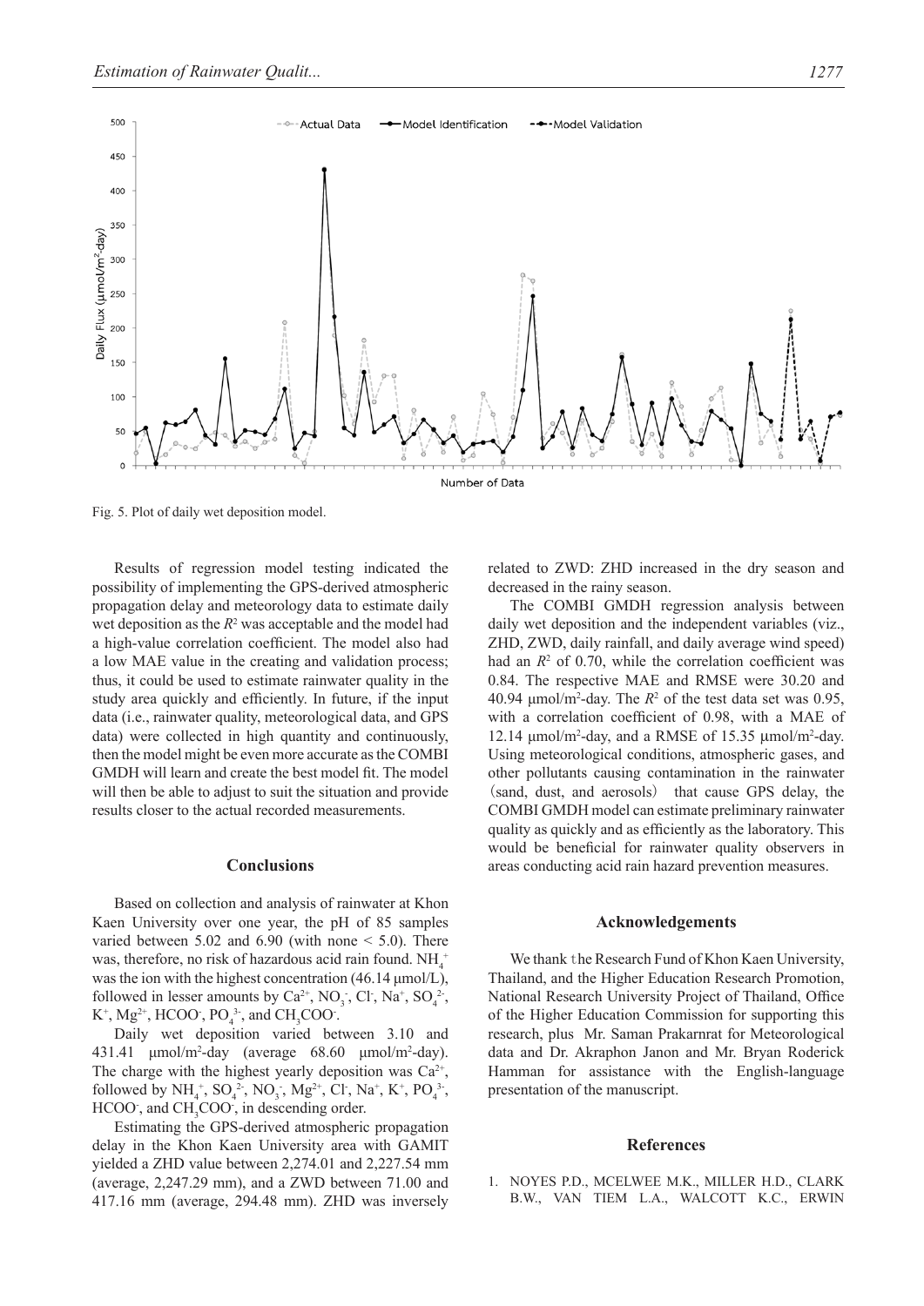Fig. 5. Plot of daily wet deposition model.

Results of regression model testing indicated the possibility of implementing the GPS-derived atmospheric propagation delay and meteorology data to estimate daily wet deposition as the $R^2$ was acceptable and the model had a high-value correlation coefficient. The model also had a low MAE value in the creating and validation process; thus, it could be used to estimate rainwater quality in the study area quickly and efficiently. In future, if the input data (i.e., rainwater quality, meteorological data, and GPS data) were collected in high quantity and continuously, then the model might be even more accurate as the COMBI GMDH will learn and create the best model fit. The model will then be able to adjust to suit the situation and provide results closer to the actual recorded measurements.

## Conclusions

Based on collection and analysis of rainwater at Khon Kaen University over one year, the pH of 85 samples varied between 5.02 and 6.90 (with none < 5.0). There was, therefore, no risk of hazardous acid rain found. $NH_4^+$ was the ion with the highest concentration (46.14 μmol/L), followed in lesser amounts by $Ca^{2+}$, $NO_3^-$, $Cl^-$, $Na^+$, $SO_4^{2-}$, $K^+$, $Mg^{2+}$, $HCOO^-$, $PO_4^{3-}$, and $CH_3COO^-$.

Daily wet deposition varied between 3.10 and 431.41 μmol/m²-day (average 68.60 μmol/m²-day). The charge with the highest yearly deposition was $Ca^{2+}$, followed by $NH_4^+$, $SO_4^{2-}$, $NO_3^-$, $Mg^{2+}$, $Cl^-$, $Na^+$, $K^+$, $PO_4^{3-}$, $HCOO^-$, and $CH_3COO^-$, in descending order.

Estimating the GPS-derived atmospheric propagation delay in the Khon Kaen University area with GAMIT yielded a ZHD value between 2,274.01 and 2,227.54 mm (average, 2,247.29 mm), and a ZWD between 71.00 and 417.16 mm (average, 294.48 mm). ZHD was inversely related to ZWD: ZHD increased in the dry season and decreased in the rainy season.

The COMBI GMDH regression analysis between daily wet deposition and the independent variables (viz., ZHD, ZWD, daily rainfall, and daily average wind speed) had an $R^2$ of 0.70, while the correlation coefficient was 0.84. The respective MAE and RMSE were 30.20 and 40.94 μmol/m²-day. The $R^2$ of the test data set was 0.95, with a correlation coefficient of 0.98, with a MAE of 12.14 μmol/m²-day, and a RMSE of 15.35 μmol/m²-day. Using meteorological conditions, atmospheric gases, and other pollutants causing contamination in the rainwater (sand, dust, and aerosols) that cause GPS delay, the COMBI GMDH model can estimate preliminary rainwater quality as quickly and as efficiently as the laboratory. This would be beneficial for rainwater quality observers in areas conducting acid rain hazard prevention measures.

## Acknowledgements

We thank the Research Fund of Khon Kaen University, Thailand, and the Higher Education Research Promotion, National Research University Project of Thailand, Office of the Higher Education Commission for supporting this research, plus Mr. Saman Prakarnrat for Meteorological data and Dr. Akraphon Janon and Mr. Bryan Roderick Hamman for assistance with the English-language presentation of the manuscript.

## References

1. NOYES P.D., MCELWEE M.K., MILLER H.D., CLARK B.W., VAN TIEM L.A., WALCOTT K.C., ERWIN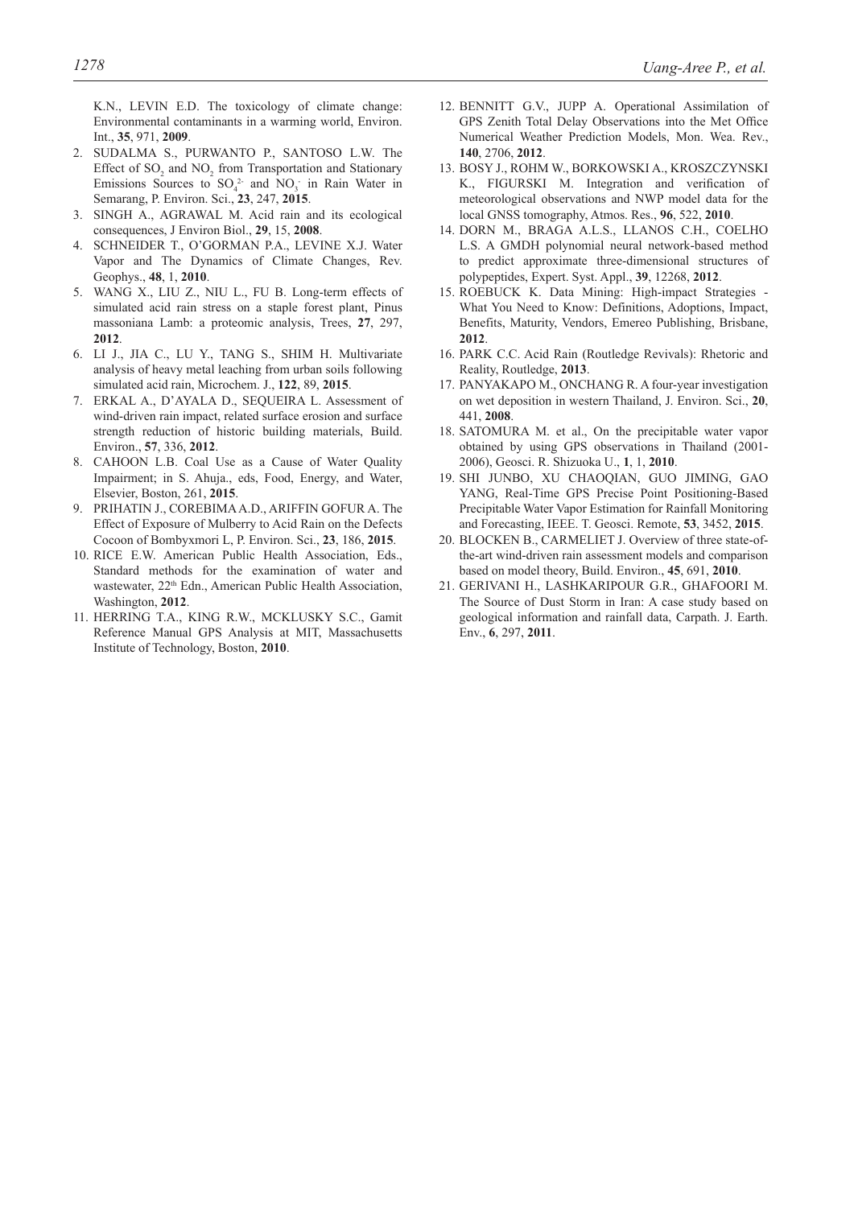K.N., LEVIN E.D. The toxicology of climate change: Environmental contaminants in a warming world, Environ. Int., **35**, 971, **2009**.

2. SUDALMA S., PURWANTO P., SANTOSO L.W. The Effect of $SO_2$ and $NO_2$ from Transportation and Stationary Emissions Sources to $SO_4^{2-}$ and $NO_3^-$ in Rain Water in Semarang, P. Environ. Sci., **23**, 247, **2015**.
3. SINGH A., AGRAWAL M. Acid rain and its ecological consequences, J Environ Biol., **29**, 15, **2008**.
4. SCHNEIDER T., O'GORMAN P.A., LEVINE X.J. Water Vapor and The Dynamics of Climate Changes, Rev. Geophys., **48**, 1, **2010**.
5. WANG X., LIU Z., NIU L., FU B. Long-term effects of simulated acid rain stress on a staple forest plant, Pinus massoniana Lamb: a proteomic analysis, Trees, **27**, 297, **2012**.
6. LI J., JIA C., LU Y., TANG S., SHIM H. Multivariate analysis of heavy metal leaching from urban soils following simulated acid rain, Microchem. J., **122**, 89, **2015**.
7. ERKAL A., D'AYALA D., SEQUEIRA L. Assessment of wind-driven rain impact, related surface erosion and surface strength reduction of historic building materials, Build. Environ., **57**, 336, **2012**.
8. CAHOON L.B. Coal Use as a Cause of Water Quality Impairment; in S. Ahuja., eds, Food, Energy, and Water, Elsevier, Boston, 261, **2015**.
9. PRIHATIN J., COREBIMA A.D., ARIFFIN GOFUR A. The Effect of Exposure of Mulberry to Acid Rain on the Defects Cocoon of Bombyxmori L, P. Environ. Sci., **23**, 186, **2015**.
10. RICE E.W. American Public Health Association, Eds., Standard methods for the examination of water and wastewater, 22th Edn., American Public Health Association, Washington, **2012**.
11. HERRING T.A., KING R.W., MCKLUSKY S.C., Gamit Reference Manual GPS Analysis at MIT, Massachusetts Institute of Technology, Boston, **2010**.
12. BENNITT G.V., JUPP A. Operational Assimilation of GPS Zenith Total Delay Observations into the Met Office Numerical Weather Prediction Models, Mon. Wea. Rev., **140**, 2706, **2012**.
13. BOSY J., ROHM W., BORKOWSKI A., KROSZCZYNSKI K., FIGURSKI M. Integration and verification of meteorological observations and NWP model data for the local GNSS tomography, Atmos. Res., **96**, 522, **2010**.
14. DORN M., BRAGA A.L.S., LLANOS C.H., COELHO L.S. A GMDH polynomial neural network-based method to predict approximate three-dimensional structures of polypeptides, Expert. Syst. Appl., **39**, 12268, **2012**.
15. ROEBUCK K. Data Mining: High-impact Strategies - What You Need to Know: Definitions, Adoptions, Impact, Benefits, Maturity, Vendors, Emereo Publishing, Brisbane, **2012**.
16. PARK C.C. Acid Rain (Routledge Revivals): Rhetoric and Reality, Routledge, **2013**.
17. PANYAKAPO M., ONCHANG R. A four-year investigation on wet deposition in western Thailand, J. Environ. Sci., **20**, 441, **2008**.
18. SATOMURA M. et al., On the precipitable water vapor obtained by using GPS observations in Thailand (2001-2006), Geosci. R. Shizuoka U., **1**, 1, **2010**.
19. SHI JUNBO, XU CHAOQIAN, GUO JIMING, GAO YANG, Real-Time GPS Precise Point Positioning-Based Precipitable Water Vapor Estimation for Rainfall Monitoring and Forecasting, IEEE. T. Geosci. Remote, **53**, 3452, **2015**.
20. BLOCKEN B., CARMELIET J. Overview of three state-of-the-art wind-driven rain assessment models and comparison based on model theory, Build. Environ., **45**, 691, **2010**.
21. GERIVANI H., LASHKARIPOUR G.R., GHAFOORI M. The Source of Dust Storm in Iran: A case study based on geological information and rainfall data, Carpath. J. Earth. Env., **6**, 297, **2011**.